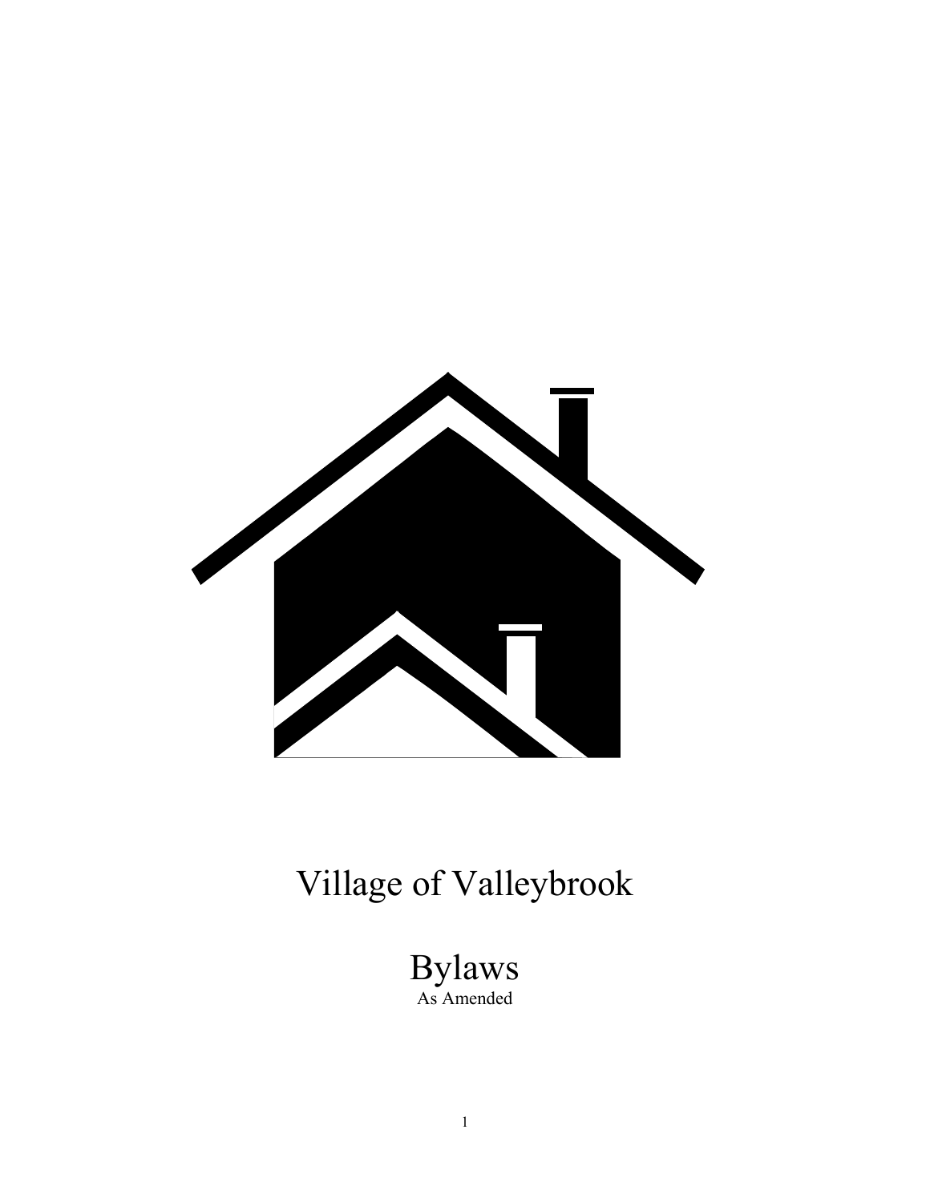# Village of Valleybrook

## Bylaws

As Amended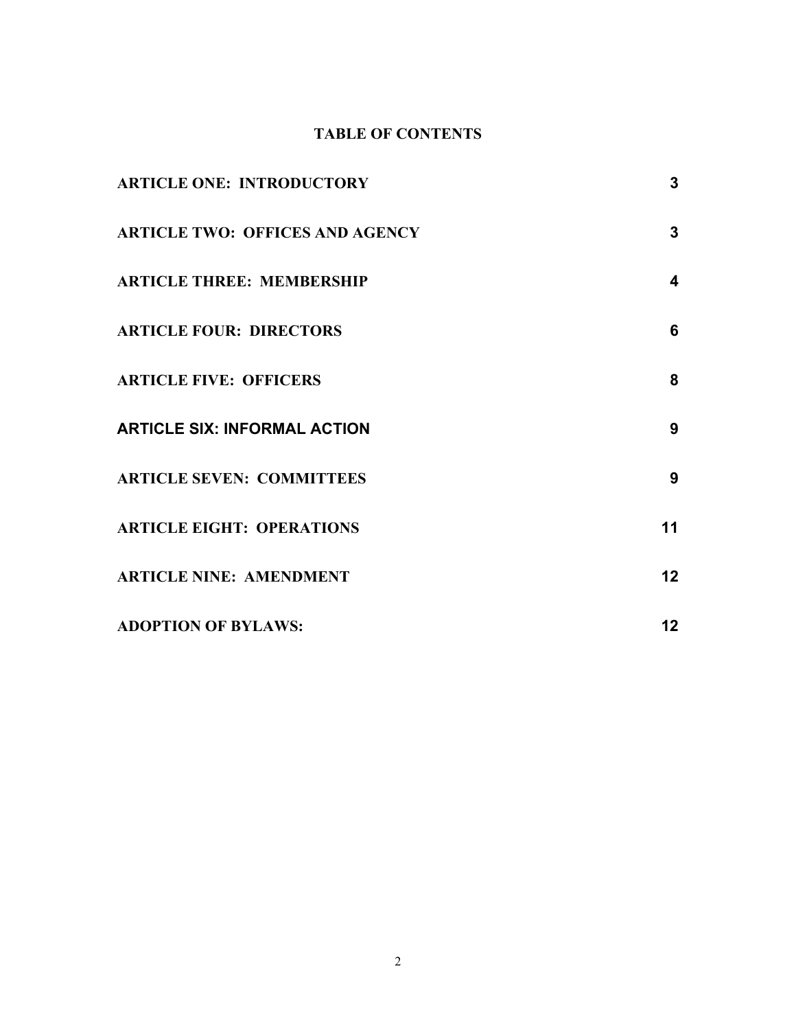## TABLE OF CONTENTS

| | |
|---|---|
| ARTICLE ONE: INTRODUCTORY | 3 |
| ARTICLE TWO: OFFICES AND AGENCY | 3 |
| ARTICLE THREE: MEMBERSHIP | 4 |
| ARTICLE FOUR: DIRECTORS | 6 |
| ARTICLE FIVE: OFFICERS | 8 |
| ARTICLE SIX: INFORMAL ACTION | 9 |
| ARTICLE SEVEN: COMMITTEES | 9 |
| ARTICLE EIGHT: OPERATIONS | 11 |
| ARTICLE NINE: AMENDMENT | 12 |
| ADOPTION OF BYLAWS: | 12 |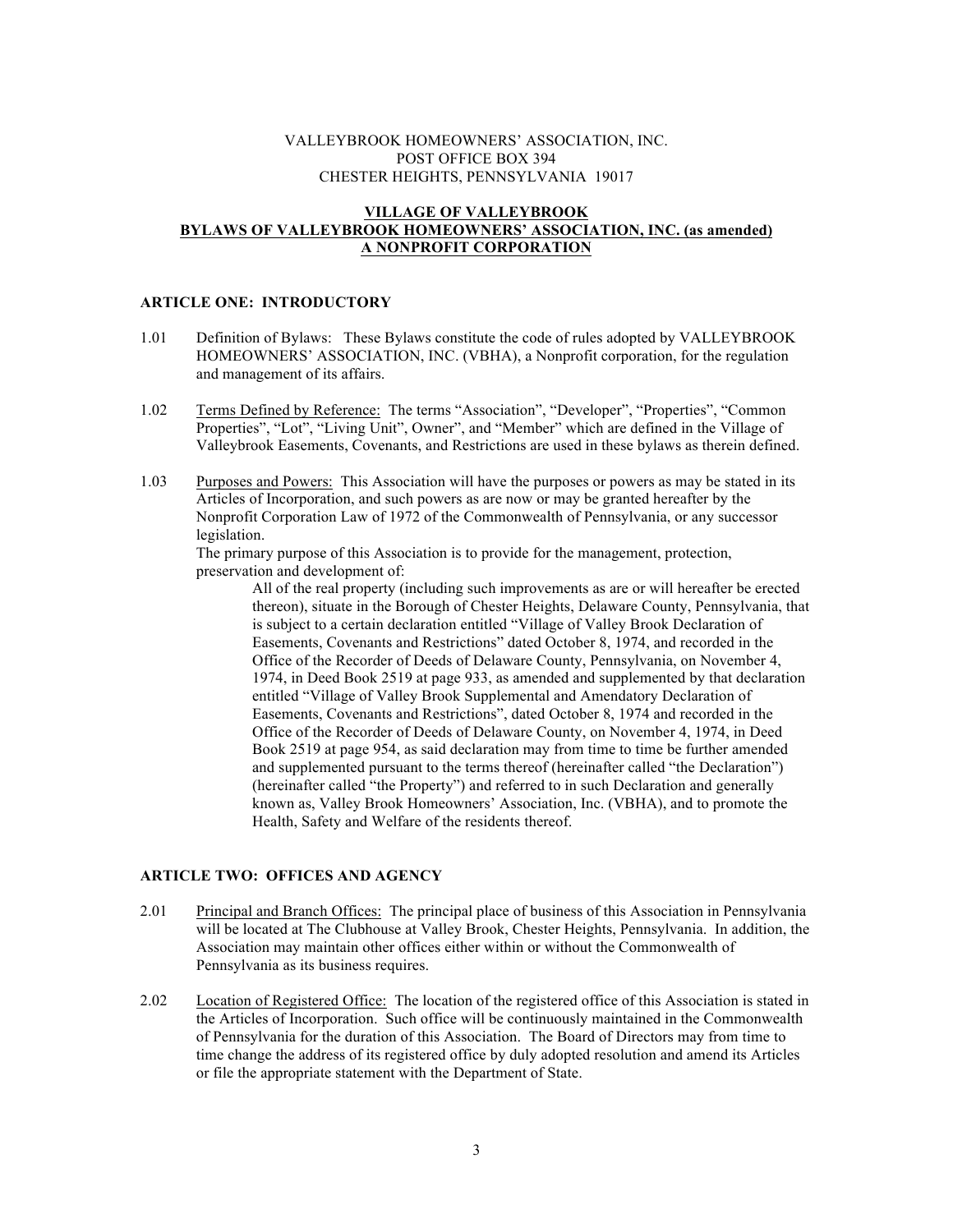VALLEYBROOK HOMEOWNERS' ASSOCIATION, INC.
POST OFFICE BOX 394
CHESTER HEIGHTS, PENNSYLVANIA 19017

# VILLAGE OF VALLEYBROOK
# BYLAWS OF VALLEYBROOK HOMEOWNERS' ASSOCIATION, INC. (as amended)
# A NONPROFIT CORPORATION

## ARTICLE ONE: INTRODUCTORY

1.01 Definition of Bylaws: These Bylaws constitute the code of rules adopted by VALLEYBROOK HOMEOWNERS' ASSOCIATION, INC. (VBHA), a Nonprofit corporation, for the regulation and management of its affairs.

1.02 Terms Defined by Reference: The terms "Association", "Developer", "Properties", "Common Properties", "Lot", "Living Unit", Owner", and "Member" which are defined in the Village of Valleybrook Easements, Covenants, and Restrictions are used in these bylaws as therein defined.

1.03 Purposes and Powers: This Association will have the purposes or powers as may be stated in its Articles of Incorporation, and such powers as are now or may be granted hereafter by the Nonprofit Corporation Law of 1972 of the Commonwealth of Pennsylvania, or any successor legislation.
The primary purpose of this Association is to provide for the management, protection, preservation and development of:

> All of the real property (including such improvements as are or will hereafter be erected thereon), situate in the Borough of Chester Heights, Delaware County, Pennsylvania, that is subject to a certain declaration entitled "Village of Valley Brook Declaration of Easements, Covenants and Restrictions" dated October 8, 1974, and recorded in the Office of the Recorder of Deeds of Delaware County, Pennsylvania, on November 4, 1974, in Deed Book 2519 at page 933, as amended and supplemented by that declaration entitled "Village of Valley Brook Supplemental and Amendatory Declaration of Easements, Covenants and Restrictions", dated October 8, 1974 and recorded in the Office of the Recorder of Deeds of Delaware County, on November 4, 1974, in Deed Book 2519 at page 954, as said declaration may from time to time be further amended and supplemented pursuant to the terms thereof (hereinafter called "the Declaration") (hereinafter called "the Property") and referred to in such Declaration and generally known as, Valley Brook Homeowners' Association, Inc. (VBHA), and to promote the Health, Safety and Welfare of the residents thereof.

## ARTICLE TWO: OFFICES AND AGENCY

2.01 Principal and Branch Offices: The principal place of business of this Association in Pennsylvania will be located at The Clubhouse at Valley Brook, Chester Heights, Pennsylvania. In addition, the Association may maintain other offices either within or without the Commonwealth of Pennsylvania as its business requires.

2.02 Location of Registered Office: The location of the registered office of this Association is stated in the Articles of Incorporation. Such office will be continuously maintained in the Commonwealth of Pennsylvania for the duration of this Association. The Board of Directors may from time to time change the address of its registered office by duly adopted resolution and amend its Articles or file the appropriate statement with the Department of State.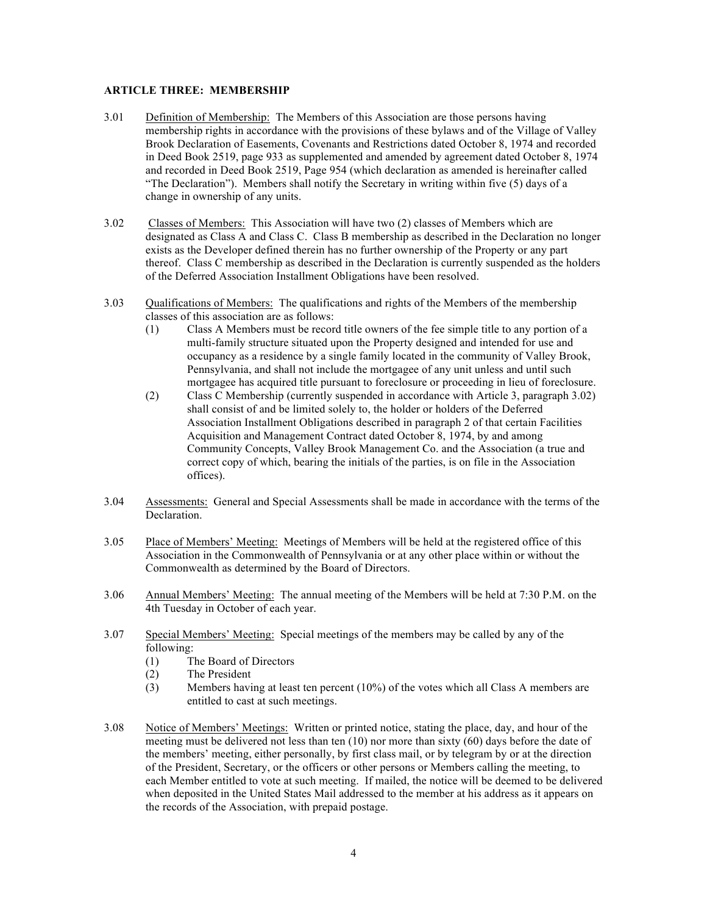**ARTICLE THREE: MEMBERSHIP**

3.01 Definition of Membership: The Members of this Association are those persons having membership rights in accordance with the provisions of these bylaws and of the Village of Valley Brook Declaration of Easements, Covenants and Restrictions dated October 8, 1974 and recorded in Deed Book 2519, page 933 as supplemented and amended by agreement dated October 8, 1974 and recorded in Deed Book 2519, Page 954 (which declaration as amended is hereinafter called "The Declaration"). Members shall notify the Secretary in writing within five (5) days of a change in ownership of any units.

3.02 Classes of Members: This Association will have two (2) classes of Members which are designated as Class A and Class C. Class B membership as described in the Declaration no longer exists as the Developer defined therein has no further ownership of the Property or any part thereof. Class C membership as described in the Declaration is currently suspended as the holders of the Deferred Association Installment Obligations have been resolved.

3.03 Qualifications of Members: The qualifications and rights of the Members of the membership classes of this association are as follows:

(1) Class A Members must be record title owners of the fee simple title to any portion of a multi-family structure situated upon the Property designed and intended for use and occupancy as a residence by a single family located in the community of Valley Brook, Pennsylvania, and shall not include the mortgagee of any unit unless and until such mortgagee has acquired title pursuant to foreclosure or proceeding in lieu of foreclosure.

(2) Class C Membership (currently suspended in accordance with Article 3, paragraph 3.02) shall consist of and be limited solely to, the holder or holders of the Deferred Association Installment Obligations described in paragraph 2 of that certain Facilities Acquisition and Management Contract dated October 8, 1974, by and among Community Concepts, Valley Brook Management Co. and the Association (a true and correct copy of which, bearing the initials of the parties, is on file in the Association offices).

3.04 Assessments: General and Special Assessments shall be made in accordance with the terms of the Declaration.

3.05 Place of Members' Meeting: Meetings of Members will be held at the registered office of this Association in the Commonwealth of Pennsylvania or at any other place within or without the Commonwealth as determined by the Board of Directors.

3.06 Annual Members' Meeting: The annual meeting of the Members will be held at 7:30 P.M. on the 4th Tuesday in October of each year.

3.07 Special Members' Meeting: Special meetings of the members may be called by any of the following:

(1) The Board of Directors
(2) The President
(3) Members having at least ten percent (10%) of the votes which all Class A members are entitled to cast at such meetings.

3.08 Notice of Members' Meetings: Written or printed notice, stating the place, day, and hour of the meeting must be delivered not less than ten (10) nor more than sixty (60) days before the date of the members' meeting, either personally, by first class mail, or by telegram by or at the direction of the President, Secretary, or the officers or other persons or Members calling the meeting, to each Member entitled to vote at such meeting. If mailed, the notice will be deemed to be delivered when deposited in the United States Mail addressed to the member at his address as it appears on the records of the Association, with prepaid postage.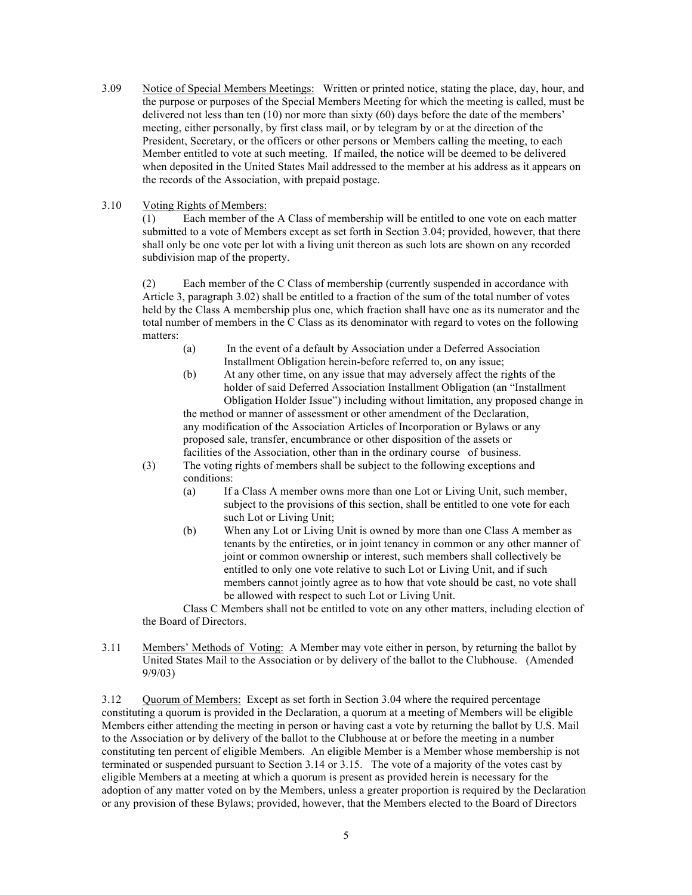3.09 Notice of Special Members Meetings: Written or printed notice, stating the place, day, hour, and the purpose or purposes of the Special Members Meeting for which the meeting is called, must be delivered not less than ten (10) nor more than sixty (60) days before the date of the members' meeting, either personally, by first class mail, or by telegram by or at the direction of the President, Secretary, or the officers or other persons or Members calling the meeting, to each Member entitled to vote at such meeting. If mailed, the notice will be deemed to be delivered when deposited in the United States Mail addressed to the member at his address as it appears on the records of the Association, with prepaid postage.

3.10 Voting Rights of Members:

(1) Each member of the A Class of membership will be entitled to one vote on each matter submitted to a vote of Members except as set forth in Section 3.04; provided, however, that there shall only be one vote per lot with a living unit thereon as such lots are shown on any recorded subdivision map of the property.

(2) Each member of the C Class of membership (currently suspended in accordance with Article 3, paragraph 3.02) shall be entitled to a fraction of the sum of the total number of votes held by the Class A membership plus one, which fraction shall have one as its numerator and the total number of members in the C Class as its denominator with regard to votes on the following matters:

- (a) In the event of a default by Association under a Deferred Association Installment Obligation herein-before referred to, on any issue;
- (b) At any other time, on any issue that may adversely affect the rights of the holder of said Deferred Association Installment Obligation (an "Installment Obligation Holder Issue") including without limitation, any proposed change in the method or manner of assessment or other amendment of the Declaration, any modification of the Association Articles of Incorporation or Bylaws or any proposed sale, transfer, encumbrance or other disposition of the assets or facilities of the Association, other than in the ordinary course of business.

(3) The voting rights of members shall be subject to the following exceptions and conditions:

- (a) If a Class A member owns more than one Lot or Living Unit, such member, subject to the provisions of this section, shall be entitled to one vote for each such Lot or Living Unit;
- (b) When any Lot or Living Unit is owned by more than one Class A member as tenants by the entireties, or in joint tenancy in common or any other manner of joint or common ownership or interest, such members shall collectively be entitled to only one vote relative to such Lot or Living Unit, and if such members cannot jointly agree as to how that vote should be cast, no vote shall be allowed with respect to such Lot or Living Unit.

Class C Members shall not be entitled to vote on any other matters, including election of the Board of Directors.

3.11 Members' Methods of Voting: A Member may vote either in person, by returning the ballot by United States Mail to the Association or by delivery of the ballot to the Clubhouse. (Amended 9/9/03)

3.12 Quorum of Members: Except as set forth in Section 3.04 where the required percentage constituting a quorum is provided in the Declaration, a quorum at a meeting of Members will be eligible Members either attending the meeting in person or having cast a vote by returning the ballot by U.S. Mail to the Association or by delivery of the ballot to the Clubhouse at or before the meeting in a number constituting ten percent of eligible Members. An eligible Member is a Member whose membership is not terminated or suspended pursuant to Section 3.14 or 3.15. The vote of a majority of the votes cast by eligible Members at a meeting at which a quorum is present as provided herein is necessary for the adoption of any matter voted on by the Members, unless a greater proportion is required by the Declaration or any provision of these Bylaws; provided, however, that the Members elected to the Board of Directors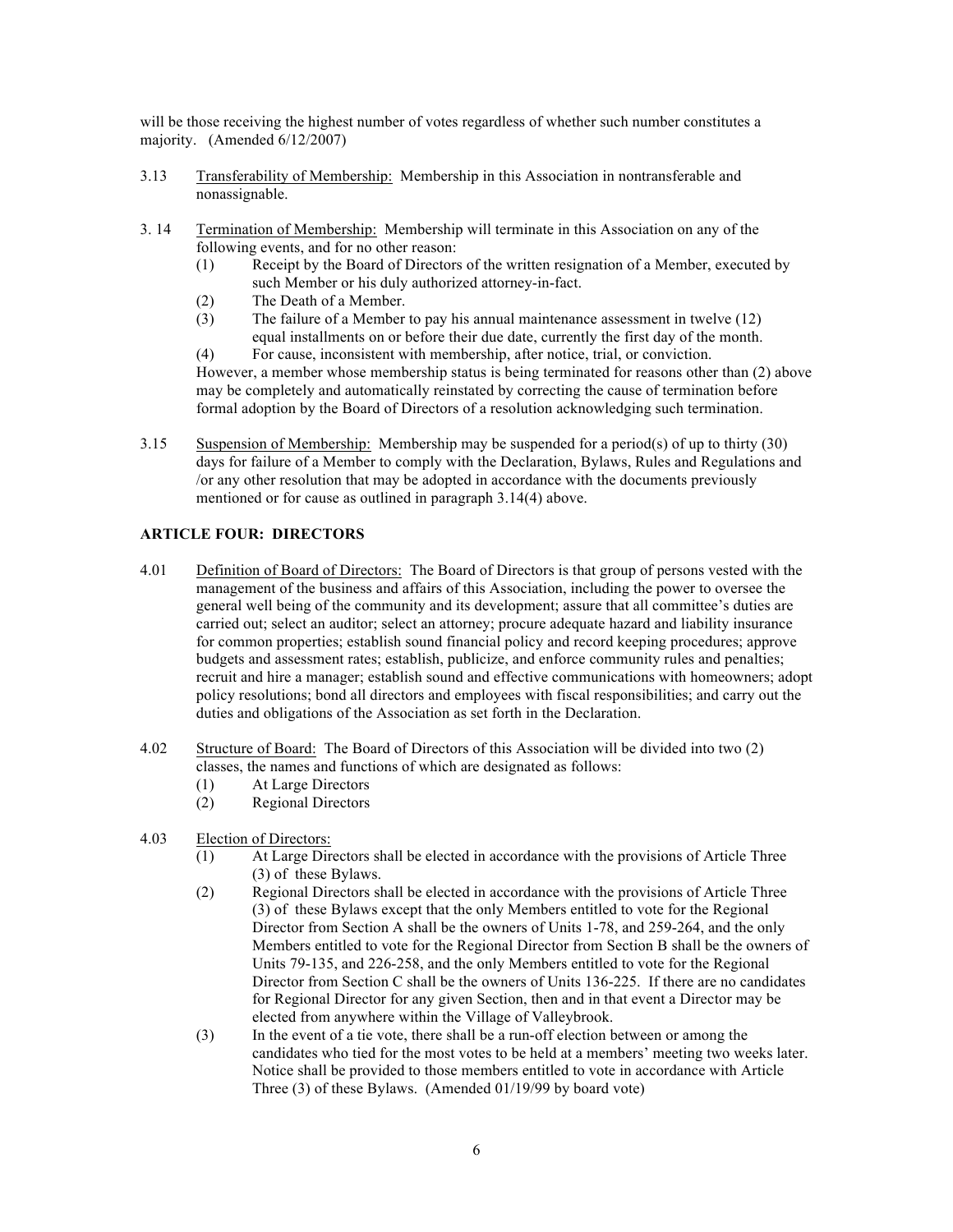will be those receiving the highest number of votes regardless of whether such number constitutes a majority. (Amended 6/12/2007)

3.13 Transferability of Membership: Membership in this Association in nontransferable and nonassignable.

3. 14 Termination of Membership: Membership will terminate in this Association on any of the following events, and for no other reason:

(1) Receipt by the Board of Directors of the written resignation of a Member, executed by such Member or his duly authorized attorney-in-fact.

(2) The Death of a Member.

(3) The failure of a Member to pay his annual maintenance assessment in twelve (12) equal installments on or before their due date, currently the first day of the month.

(4) For cause, inconsistent with membership, after notice, trial, or conviction.

However, a member whose membership status is being terminated for reasons other than (2) above may be completely and automatically reinstated by correcting the cause of termination before formal adoption by the Board of Directors of a resolution acknowledging such termination.

3.15 Suspension of Membership: Membership may be suspended for a period(s) of up to thirty (30) days for failure of a Member to comply with the Declaration, Bylaws, Rules and Regulations and /or any other resolution that may be adopted in accordance with the documents previously mentioned or for cause as outlined in paragraph 3.14(4) above.

**ARTICLE FOUR: DIRECTORS**

4.01 Definition of Board of Directors: The Board of Directors is that group of persons vested with the management of the business and affairs of this Association, including the power to oversee the general well being of the community and its development; assure that all committee's duties are carried out; select an auditor; select an attorney; procure adequate hazard and liability insurance for common properties; establish sound financial policy and record keeping procedures; approve budgets and assessment rates; establish, publicize, and enforce community rules and penalties; recruit and hire a manager; establish sound and effective communications with homeowners; adopt policy resolutions; bond all directors and employees with fiscal responsibilities; and carry out the duties and obligations of the Association as set forth in the Declaration.

4.02 Structure of Board: The Board of Directors of this Association will be divided into two (2) classes, the names and functions of which are designated as follows:

(1) At Large Directors

(2) Regional Directors

4.03 Election of Directors:

(1) At Large Directors shall be elected in accordance with the provisions of Article Three (3) of these Bylaws.

(2) Regional Directors shall be elected in accordance with the provisions of Article Three (3) of these Bylaws except that the only Members entitled to vote for the Regional Director from Section A shall be the owners of Units 1-78, and 259-264, and the only Members entitled to vote for the Regional Director from Section B shall be the owners of Units 79-135, and 226-258, and the only Members entitled to vote for the Regional Director from Section C shall be the owners of Units 136-225. If there are no candidates for Regional Director for any given Section, then and in that event a Director may be elected from anywhere within the Village of Valleybrook.

(3) In the event of a tie vote, there shall be a run-off election between or among the candidates who tied for the most votes to be held at a members' meeting two weeks later. Notice shall be provided to those members entitled to vote in accordance with Article Three (3) of these Bylaws. (Amended 01/19/99 by board vote)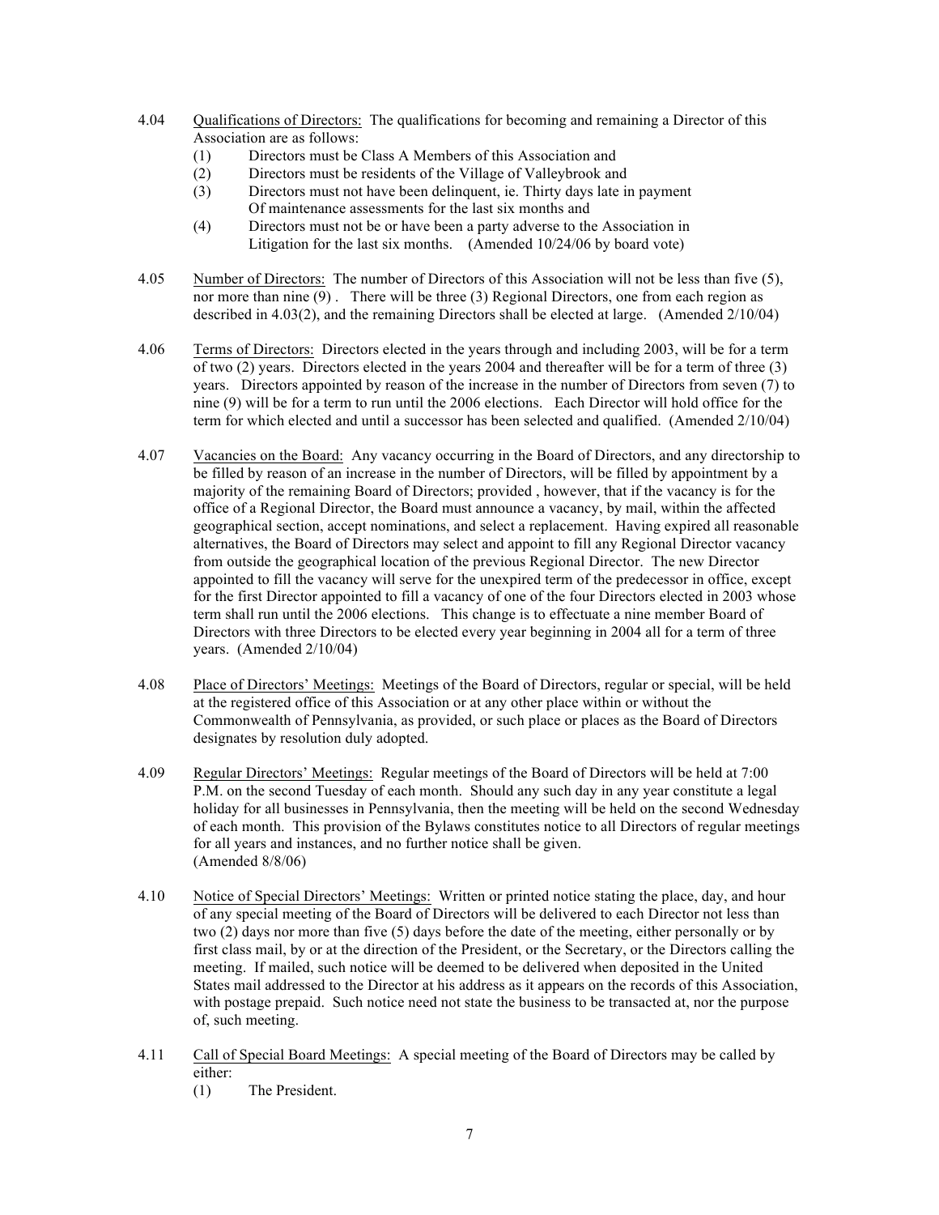4.04 Qualifications of Directors: The qualifications for becoming and remaining a Director of this Association are as follows:

(1) Directors must be Class A Members of this Association and
(2) Directors must be residents of the Village of Valleybrook and
(3) Directors must not have been delinquent, ie. Thirty days late in payment Of maintenance assessments for the last six months and
(4) Directors must not be or have been a party adverse to the Association in Litigation for the last six months. (Amended 10/24/06 by board vote)

4.05 Number of Directors: The number of Directors of this Association will not be less than five (5), nor more than nine (9) . There will be three (3) Regional Directors, one from each region as described in 4.03(2), and the remaining Directors shall be elected at large. (Amended 2/10/04)

4.06 Terms of Directors: Directors elected in the years through and including 2003, will be for a term of two (2) years. Directors elected in the years 2004 and thereafter will be for a term of three (3) years. Directors appointed by reason of the increase in the number of Directors from seven (7) to nine (9) will be for a term to run until the 2006 elections. Each Director will hold office for the term for which elected and until a successor has been selected and qualified. (Amended 2/10/04)

4.07 Vacancies on the Board: Any vacancy occurring in the Board of Directors, and any directorship to be filled by reason of an increase in the number of Directors, will be filled by appointment by a majority of the remaining Board of Directors; provided , however, that if the vacancy is for the office of a Regional Director, the Board must announce a vacancy, by mail, within the affected geographical section, accept nominations, and select a replacement. Having expired all reasonable alternatives, the Board of Directors may select and appoint to fill any Regional Director vacancy from outside the geographical location of the previous Regional Director. The new Director appointed to fill the vacancy will serve for the unexpired term of the predecessor in office, except for the first Director appointed to fill a vacancy of one of the four Directors elected in 2003 whose term shall run until the 2006 elections. This change is to effectuate a nine member Board of Directors with three Directors to be elected every year beginning in 2004 all for a term of three years. (Amended 2/10/04)

4.08 Place of Directors' Meetings: Meetings of the Board of Directors, regular or special, will be held at the registered office of this Association or at any other place within or without the Commonwealth of Pennsylvania, as provided, or such place or places as the Board of Directors designates by resolution duly adopted.

4.09 Regular Directors' Meetings: Regular meetings of the Board of Directors will be held at 7:00 P.M. on the second Tuesday of each month. Should any such day in any year constitute a legal holiday for all businesses in Pennsylvania, then the meeting will be held on the second Wednesday of each month. This provision of the Bylaws constitutes notice to all Directors of regular meetings for all years and instances, and no further notice shall be given. (Amended 8/8/06)

4.10 Notice of Special Directors' Meetings: Written or printed notice stating the place, day, and hour of any special meeting of the Board of Directors will be delivered to each Director not less than two (2) days nor more than five (5) days before the date of the meeting, either personally or by first class mail, by or at the direction of the President, or the Secretary, or the Directors calling the meeting. If mailed, such notice will be deemed to be delivered when deposited in the United States mail addressed to the Director at his address as it appears on the records of this Association, with postage prepaid. Such notice need not state the business to be transacted at, nor the purpose of, such meeting.

4.11 Call of Special Board Meetings: A special meeting of the Board of Directors may be called by either:

(1) The President.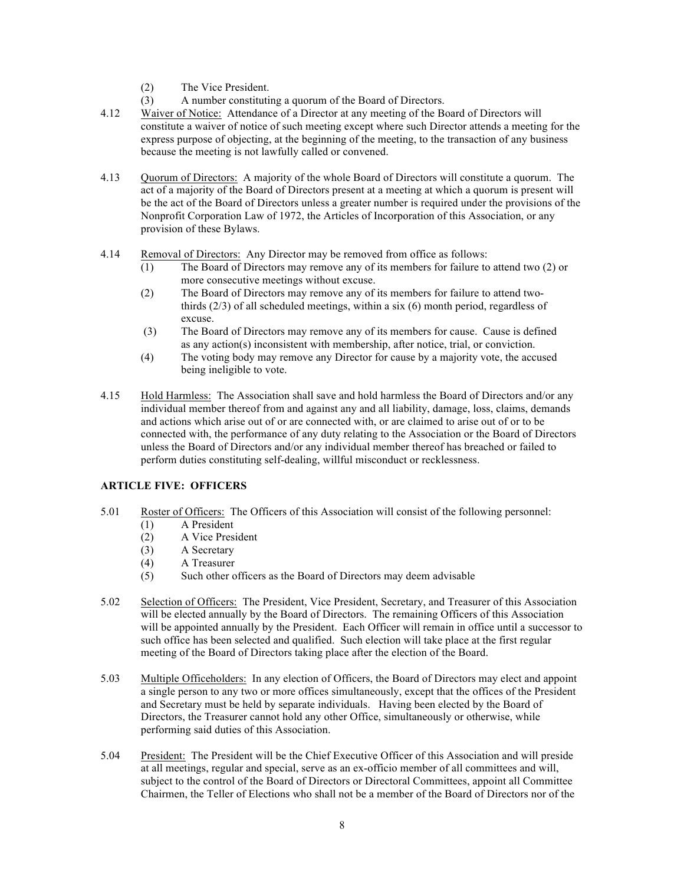(2) The Vice President.
(3) A number constituting a quorum of the Board of Directors.

4.12 Waiver of Notice: Attendance of a Director at any meeting of the Board of Directors will constitute a waiver of notice of such meeting except where such Director attends a meeting for the express purpose of objecting, at the beginning of the meeting, to the transaction of any business because the meeting is not lawfully called or convened.

4.13 Quorum of Directors: A majority of the whole Board of Directors will constitute a quorum. The act of a majority of the Board of Directors present at a meeting at which a quorum is present will be the act of the Board of Directors unless a greater number is required under the provisions of the Nonprofit Corporation Law of 1972, the Articles of Incorporation of this Association, or any provision of these Bylaws.

4.14 Removal of Directors: Any Director may be removed from office as follows:

(1) The Board of Directors may remove any of its members for failure to attend two (2) or more consecutive meetings without excuse.
(2) The Board of Directors may remove any of its members for failure to attend two-thirds (2/3) of all scheduled meetings, within a six (6) month period, regardless of excuse.
(3) The Board of Directors may remove any of its members for cause. Cause is defined as any action(s) inconsistent with membership, after notice, trial, or conviction.
(4) The voting body may remove any Director for cause by a majority vote, the accused being ineligible to vote.

4.15 Hold Harmless: The Association shall save and hold harmless the Board of Directors and/or any individual member thereof from and against any and all liability, damage, loss, claims, demands and actions which arise out of or are connected with, or are claimed to arise out of or to be connected with, the performance of any duty relating to the Association or the Board of Directors unless the Board of Directors and/or any individual member thereof has breached or failed to perform duties constituting self-dealing, willful misconduct or recklessness.

## ARTICLE FIVE: OFFICERS

5.01 Roster of Officers: The Officers of this Association will consist of the following personnel:

(1) A President
(2) A Vice President
(3) A Secretary
(4) A Treasurer
(5) Such other officers as the Board of Directors may deem advisable

5.02 Selection of Officers: The President, Vice President, Secretary, and Treasurer of this Association will be elected annually by the Board of Directors. The remaining Officers of this Association will be appointed annually by the President. Each Officer will remain in office until a successor to such office has been selected and qualified. Such election will take place at the first regular meeting of the Board of Directors taking place after the election of the Board.

5.03 Multiple Officeholders: In any election of Officers, the Board of Directors may elect and appoint a single person to any two or more offices simultaneously, except that the offices of the President and Secretary must be held by separate individuals. Having been elected by the Board of Directors, the Treasurer cannot hold any other Office, simultaneously or otherwise, while performing said duties of this Association.

5.04 President: The President will be the Chief Executive Officer of this Association and will preside at all meetings, regular and special, serve as an ex-officio member of all committees and will, subject to the control of the Board of Directors or Directoral Committees, appoint all Committee Chairmen, the Teller of Elections who shall not be a member of the Board of Directors nor of the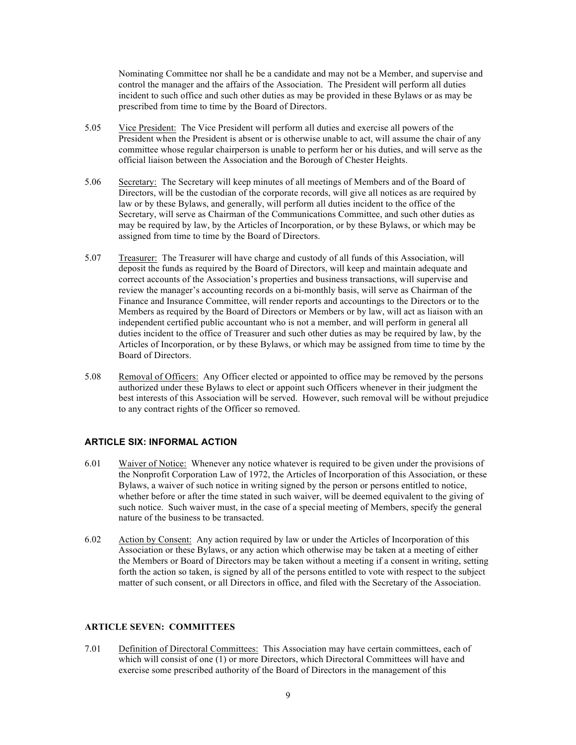Nominating Committee nor shall he be a candidate and may not be a Member, and supervise and control the manager and the affairs of the Association. The President will perform all duties incident to such office and such other duties as may be provided in these Bylaws or as may be prescribed from time to time by the Board of Directors.

5.05 Vice President: The Vice President will perform all duties and exercise all powers of the President when the President is absent or is otherwise unable to act, will assume the chair of any committee whose regular chairperson is unable to perform her or his duties, and will serve as the official liaison between the Association and the Borough of Chester Heights.

5.06 Secretary: The Secretary will keep minutes of all meetings of Members and of the Board of Directors, will be the custodian of the corporate records, will give all notices as are required by law or by these Bylaws, and generally, will perform all duties incident to the office of the Secretary, will serve as Chairman of the Communications Committee, and such other duties as may be required by law, by the Articles of Incorporation, or by these Bylaws, or which may be assigned from time to time by the Board of Directors.

5.07 Treasurer: The Treasurer will have charge and custody of all funds of this Association, will deposit the funds as required by the Board of Directors, will keep and maintain adequate and correct accounts of the Association's properties and business transactions, will supervise and review the manager's accounting records on a bi-monthly basis, will serve as Chairman of the Finance and Insurance Committee, will render reports and accountings to the Directors or to the Members as required by the Board of Directors or Members or by law, will act as liaison with an independent certified public accountant who is not a member, and will perform in general all duties incident to the office of Treasurer and such other duties as may be required by law, by the Articles of Incorporation, or by these Bylaws, or which may be assigned from time to time by the Board of Directors.

5.08 Removal of Officers: Any Officer elected or appointed to office may be removed by the persons authorized under these Bylaws to elect or appoint such Officers whenever in their judgment the best interests of this Association will be served. However, such removal will be without prejudice to any contract rights of the Officer so removed.

## ARTICLE SIX: INFORMAL ACTION

6.01 Waiver of Notice: Whenever any notice whatever is required to be given under the provisions of the Nonprofit Corporation Law of 1972, the Articles of Incorporation of this Association, or these Bylaws, a waiver of such notice in writing signed by the person or persons entitled to notice, whether before or after the time stated in such waiver, will be deemed equivalent to the giving of such notice. Such waiver must, in the case of a special meeting of Members, specify the general nature of the business to be transacted.

6.02 Action by Consent: Any action required by law or under the Articles of Incorporation of this Association or these Bylaws, or any action which otherwise may be taken at a meeting of either the Members or Board of Directors may be taken without a meeting if a consent in writing, setting forth the action so taken, is signed by all of the persons entitled to vote with respect to the subject matter of such consent, or all Directors in office, and filed with the Secretary of the Association.

## ARTICLE SEVEN: COMMITTEES

7.01 Definition of Directoral Committees: This Association may have certain committees, each of which will consist of one (1) or more Directors, which Directoral Committees will have and exercise some prescribed authority of the Board of Directors in the management of this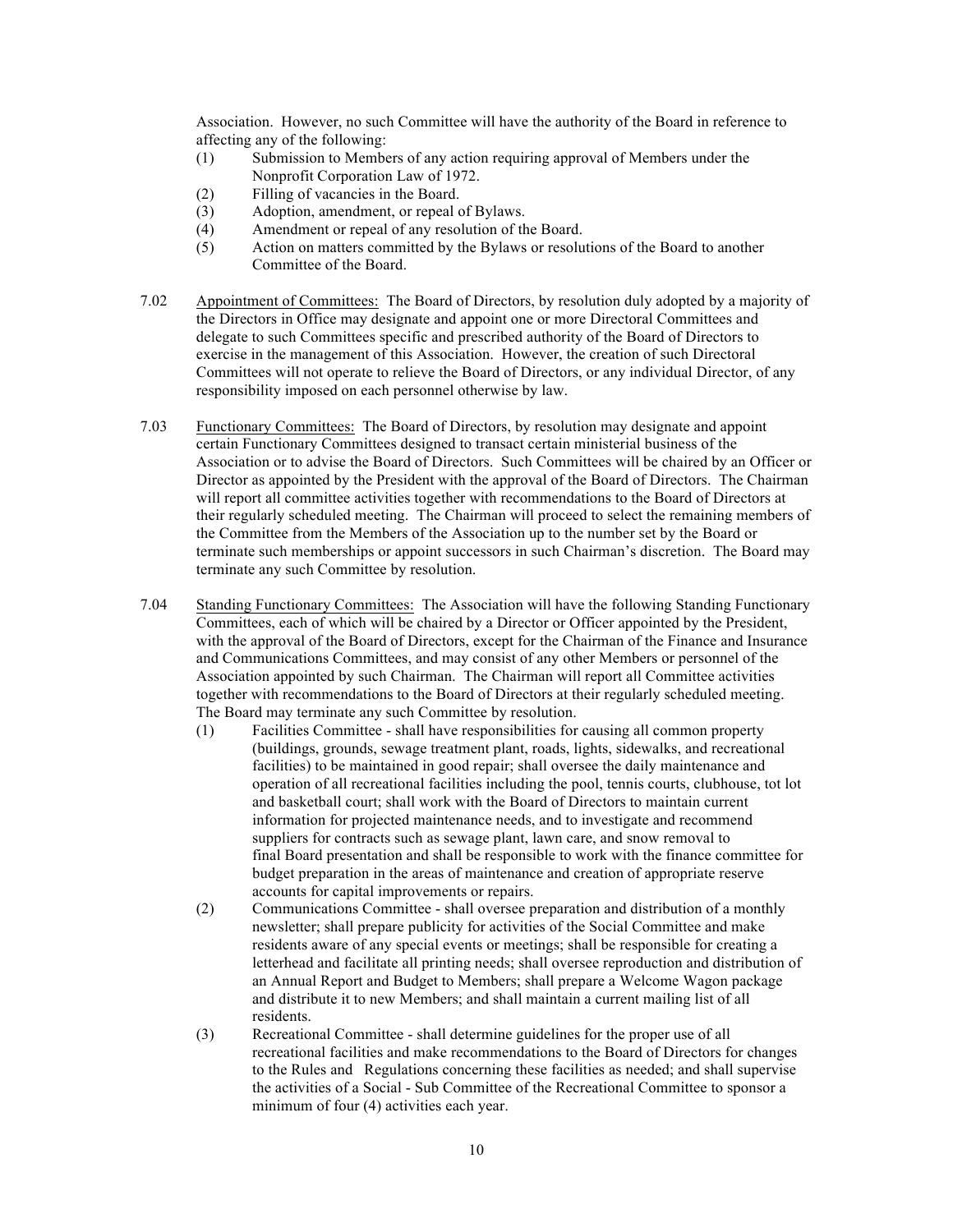Association. However, no such Committee will have the authority of the Board in reference to affecting any of the following:

(1) Submission to Members of any action requiring approval of Members under the Nonprofit Corporation Law of 1972.
(2) Filling of vacancies in the Board.
(3) Adoption, amendment, or repeal of Bylaws.
(4) Amendment or repeal of any resolution of the Board.
(5) Action on matters committed by the Bylaws or resolutions of the Board to another Committee of the Board.

7.02 Appointment of Committees: The Board of Directors, by resolution duly adopted by a majority of the Directors in Office may designate and appoint one or more Directoral Committees and delegate to such Committees specific and prescribed authority of the Board of Directors to exercise in the management of this Association. However, the creation of such Directoral Committees will not operate to relieve the Board of Directors, or any individual Director, of any responsibility imposed on each personnel otherwise by law.

7.03 Functionary Committees: The Board of Directors, by resolution may designate and appoint certain Functionary Committees designed to transact certain ministerial business of the Association or to advise the Board of Directors. Such Committees will be chaired by an Officer or Director as appointed by the President with the approval of the Board of Directors. The Chairman will report all committee activities together with recommendations to the Board of Directors at their regularly scheduled meeting. The Chairman will proceed to select the remaining members of the Committee from the Members of the Association up to the number set by the Board or terminate such memberships or appoint successors in such Chairman's discretion. The Board may terminate any such Committee by resolution.

7.04 Standing Functionary Committees: The Association will have the following Standing Functionary Committees, each of which will be chaired by a Director or Officer appointed by the President, with the approval of the Board of Directors, except for the Chairman of the Finance and Insurance and Communications Committees, and may consist of any other Members or personnel of the Association appointed by such Chairman. The Chairman will report all Committee activities together with recommendations to the Board of Directors at their regularly scheduled meeting. The Board may terminate any such Committee by resolution.

(1) Facilities Committee - shall have responsibilities for causing all common property (buildings, grounds, sewage treatment plant, roads, lights, sidewalks, and recreational facilities) to be maintained in good repair; shall oversee the daily maintenance and operation of all recreational facilities including the pool, tennis courts, clubhouse, tot lot and basketball court; shall work with the Board of Directors to maintain current information for projected maintenance needs, and to investigate and recommend suppliers for contracts such as sewage plant, lawn care, and snow removal to final Board presentation and shall be responsible to work with the finance committee for budget preparation in the areas of maintenance and creation of appropriate reserve accounts for capital improvements or repairs.
(2) Communications Committee - shall oversee preparation and distribution of a monthly newsletter; shall prepare publicity for activities of the Social Committee and make residents aware of any special events or meetings; shall be responsible for creating a letterhead and facilitate all printing needs; shall oversee reproduction and distribution of an Annual Report and Budget to Members; shall prepare a Welcome Wagon package and distribute it to new Members; and shall maintain a current mailing list of all residents.
(3) Recreational Committee - shall determine guidelines for the proper use of all recreational facilities and make recommendations to the Board of Directors for changes to the Rules and Regulations concerning these facilities as needed; and shall supervise the activities of a Social - Sub Committee of the Recreational Committee to sponsor a minimum of four (4) activities each year.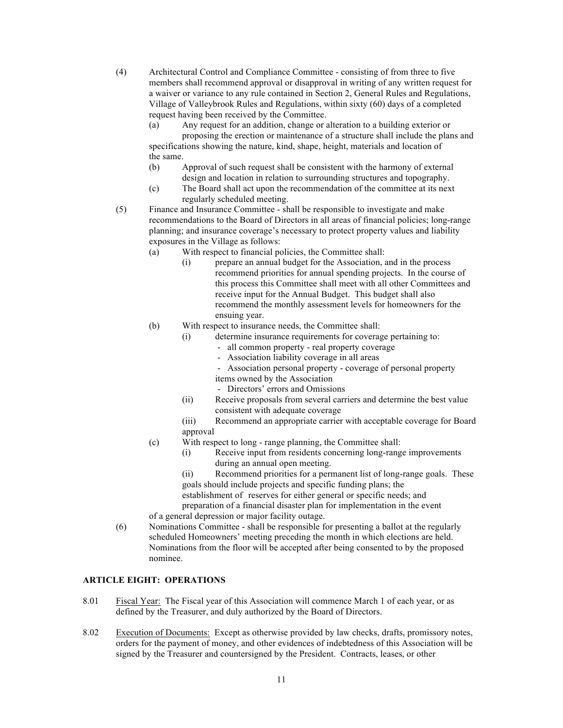(4) Architectural Control and Compliance Committee - consisting of from three to five members shall recommend approval or disapproval in writing of any written request for a waiver or variance to any rule contained in Section 2, General Rules and Regulations, Village of Valleybrook Rules and Regulations, within sixty (60) days of a completed request having been received by the Committee.

(a) Any request for an addition, change or alteration to a building exterior or proposing the erection or maintenance of a structure shall include the plans and specifications showing the nature, kind, shape, height, materials and location of the same.

(b) Approval of such request shall be consistent with the harmony of external design and location in relation to surrounding structures and topography.

(c) The Board shall act upon the recommendation of the committee at its next regularly scheduled meeting.

(5) Finance and Insurance Committee - shall be responsible to investigate and make recommendations to the Board of Directors in all areas of financial policies; long-range planning; and insurance coverage's necessary to protect property values and liability exposures in the Village as follows:

(a) With respect to financial policies, the Committee shall:

(i) prepare an annual budget for the Association, and in the process recommend priorities for annual spending projects. In the course of this process this Committee shall meet with all other Committees and receive input for the Annual Budget. This budget shall also recommend the monthly assessment levels for homeowners for the ensuing year.

(b) With respect to insurance needs, the Committee shall:

(i) determine insurance requirements for coverage pertaining to:

- all common property - real property coverage
- Association liability coverage in all areas
- Association personal property - coverage of personal property items owned by the Association
- Directors' errors and Omissions

(ii) Receive proposals from several carriers and determine the best value consistent with adequate coverage

(iii) Recommend an appropriate carrier with acceptable coverage for Board approval

(c) With respect to long - range planning, the Committee shall:

(i) Receive input from residents concerning long-range improvements during an annual open meeting.

(ii) Recommend priorities for a permanent list of long-range goals. These goals should include projects and specific funding plans; the establishment of reserves for either general or specific needs; and preparation of a financial disaster plan for implementation in the event of a general depression or major facility outage.

(6) Nominations Committee - shall be responsible for presenting a ballot at the regularly scheduled Homeowners' meeting preceding the month in which elections are held. Nominations from the floor will be accepted after being consented to by the proposed nominee.

**ARTICLE EIGHT: OPERATIONS**

8.01 Fiscal Year: The Fiscal year of this Association will commence March 1 of each year, or as defined by the Treasurer, and duly authorized by the Board of Directors.

8.02 Execution of Documents: Except as otherwise provided by law checks, drafts, promissory notes, orders for the payment of money, and other evidences of indebtedness of this Association will be signed by the Treasurer and countersigned by the President. Contracts, leases, or other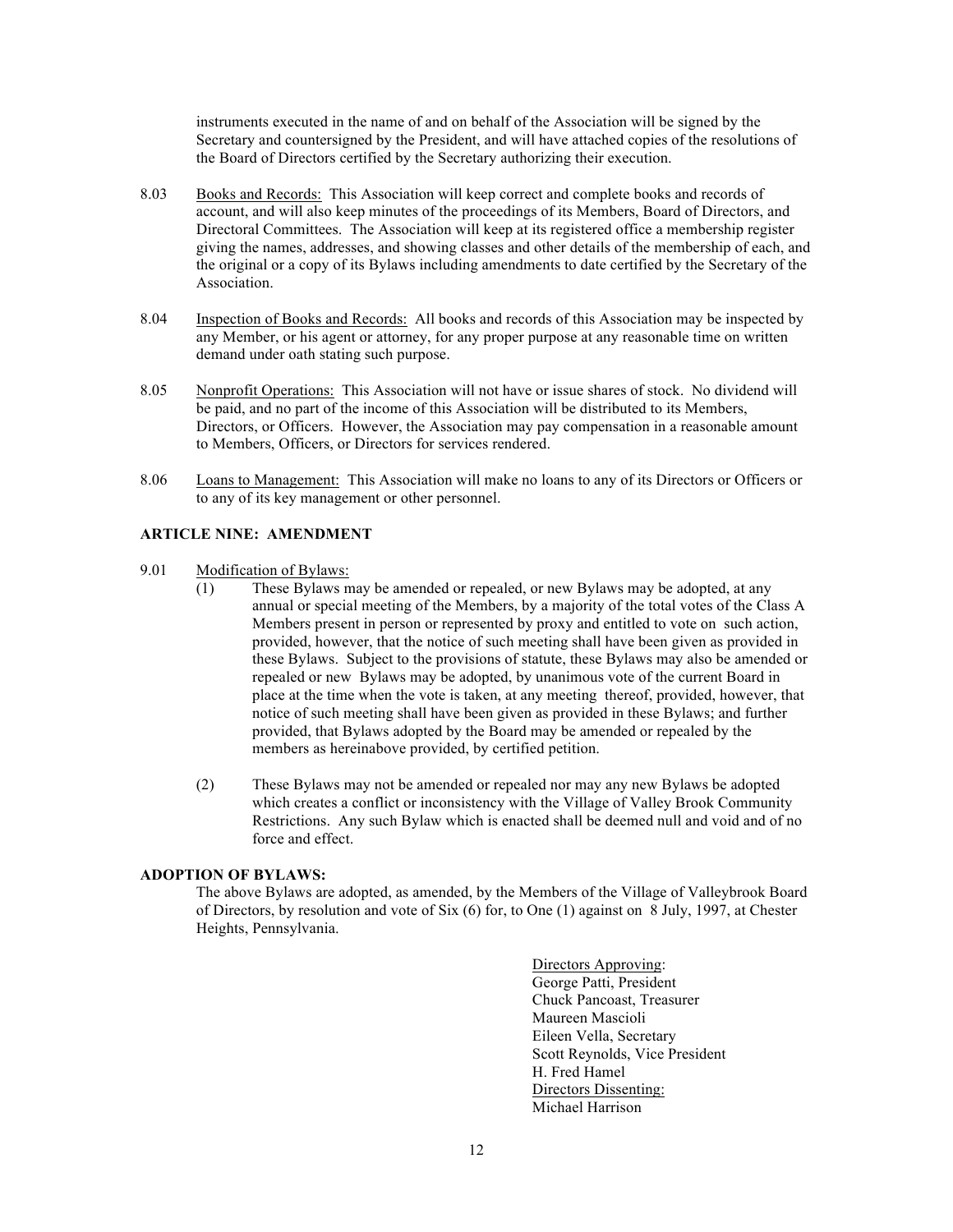instruments executed in the name of and on behalf of the Association will be signed by the Secretary and countersigned by the President, and will have attached copies of the resolutions of the Board of Directors certified by the Secretary authorizing their execution.

8.03 Books and Records: This Association will keep correct and complete books and records of account, and will also keep minutes of the proceedings of its Members, Board of Directors, and Directoral Committees. The Association will keep at its registered office a membership register giving the names, addresses, and showing classes and other details of the membership of each, and the original or a copy of its Bylaws including amendments to date certified by the Secretary of the Association.

8.04 Inspection of Books and Records: All books and records of this Association may be inspected by any Member, or his agent or attorney, for any proper purpose at any reasonable time on written demand under oath stating such purpose.

8.05 Nonprofit Operations: This Association will not have or issue shares of stock. No dividend will be paid, and no part of the income of this Association will be distributed to its Members, Directors, or Officers. However, the Association may pay compensation in a reasonable amount to Members, Officers, or Directors for services rendered.

8.06 Loans to Management: This Association will make no loans to any of its Directors or Officers or to any of its key management or other personnel.

## ARTICLE NINE: AMENDMENT

9.01 Modification of Bylaws:

(1) These Bylaws may be amended or repealed, or new Bylaws may be adopted, at any annual or special meeting of the Members, by a majority of the total votes of the Class A Members present in person or represented by proxy and entitled to vote on such action, provided, however, that the notice of such meeting shall have been given as provided in these Bylaws. Subject to the provisions of statute, these Bylaws may also be amended or repealed or new Bylaws may be adopted, by unanimous vote of the current Board in place at the time when the vote is taken, at any meeting thereof, provided, however, that notice of such meeting shall have been given as provided in these Bylaws; and further provided, that Bylaws adopted by the Board may be amended or repealed by the members as hereinabove provided, by certified petition.

(2) These Bylaws may not be amended or repealed nor may any new Bylaws be adopted which creates a conflict or inconsistency with the Village of Valley Brook Community Restrictions. Any such Bylaw which is enacted shall be deemed null and void and of no force and effect.

## ADOPTION OF BYLAWS:

The above Bylaws are adopted, as amended, by the Members of the Village of Valleybrook Board of Directors, by resolution and vote of Six (6) for, to One (1) against on 8 July, 1997, at Chester Heights, Pennsylvania.

Directors Approving:
George Patti, President
Chuck Pancoast, Treasurer
Maureen Mascioli
Eileen Vella, Secretary
Scott Reynolds, Vice President
H. Fred Hamel

Directors Dissenting:
Michael Harrison